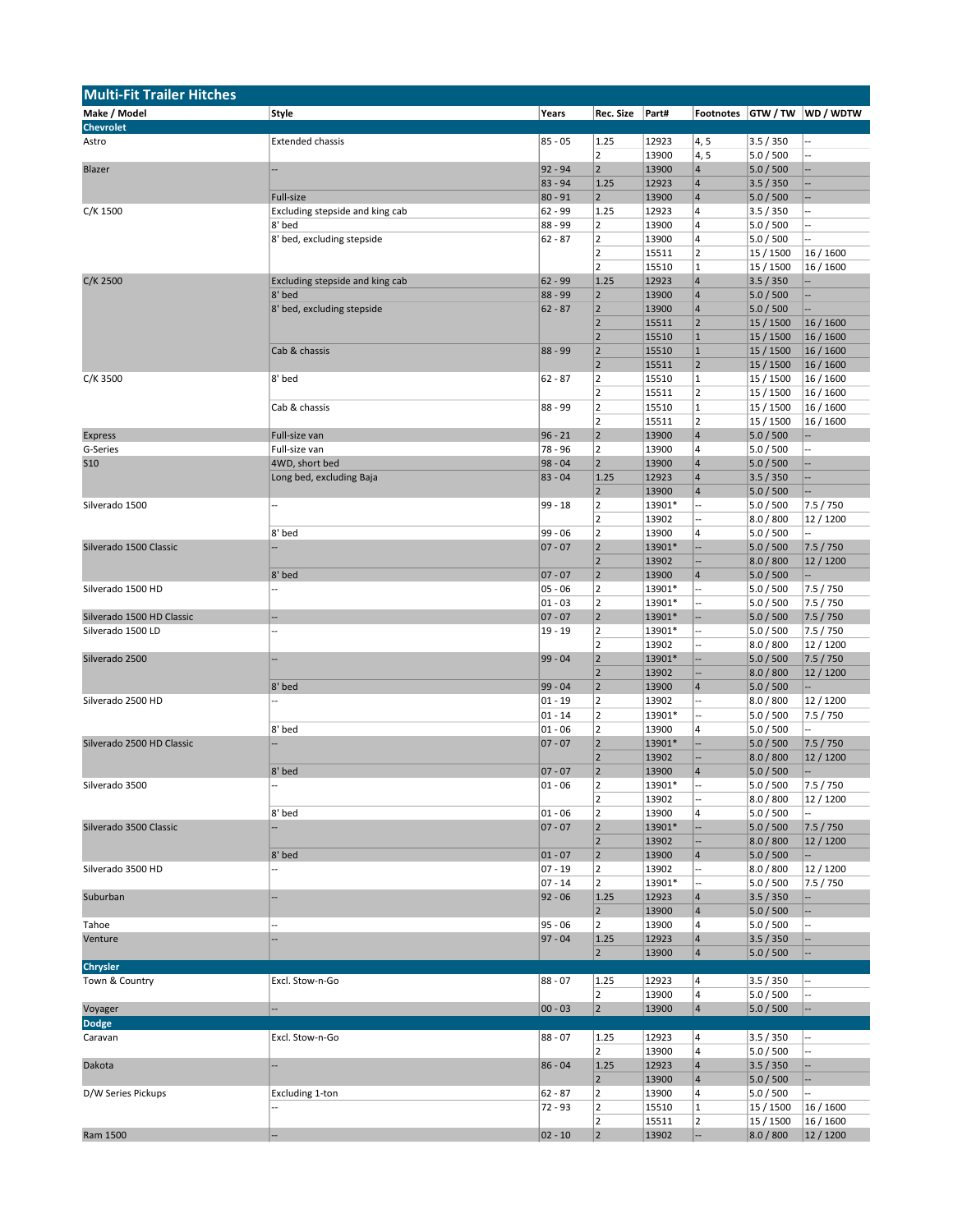## Multi-Fit Trailer Hitches

| Make / Model | Style | Years | Rec. Size | Part# | Footnotes | GTW / TW | WD / WDTW |
|---|---|---|---|---|---|---|---|
| **Chevrolet** | | | | | | | |
| Astro | Extended chassis | 85 - 05 | 1.25 | 12923 | 4, 5 | 3.5 / 350 | -- |
| | | | 2 | 13900 | 4, 5 | 5.0 / 500 | -- |
| Blazer | -- | 92 - 94 | 2 | 13900 | 4 | 5.0 / 500 | -- |
| | | 83 - 94 | 1.25 | 12923 | 4 | 3.5 / 350 | -- |
| | Full-size | 80 - 91 | 2 | 13900 | 4 | 5.0 / 500 | -- |
| C/K 1500 | Excluding stepside and king cab | 62 - 99 | 1.25 | 12923 | 4 | 3.5 / 350 | -- |
| | 8' bed | 88 - 99 | 2 | 13900 | 4 | 5.0 / 500 | -- |
| | 8' bed, excluding stepside | 62 - 87 | 2 | 13900 | 4 | 5.0 / 500 | -- |
| | | | 2 | 15511 | 2 | 15 / 1500 | 16 / 1600 |
| | | | 2 | 15510 | 1 | 15 / 1500 | 16 / 1600 |
| C/K 2500 | Excluding stepside and king cab | 62 - 99 | 1.25 | 12923 | 4 | 3.5 / 350 | -- |
| | 8' bed | 88 - 99 | 2 | 13900 | 4 | 5.0 / 500 | -- |
| | 8' bed, excluding stepside | 62 - 87 | 2 | 13900 | 4 | 5.0 / 500 | -- |
| | | | 2 | 15511 | 2 | 15 / 1500 | 16 / 1600 |
| | | | 2 | 15510 | 1 | 15 / 1500 | 16 / 1600 |
| | Cab & chassis | 88 - 99 | 2 | 15510 | 1 | 15 / 1500 | 16 / 1600 |
| | | | 2 | 15511 | 2 | 15 / 1500 | 16 / 1600 |
| C/K 3500 | 8' bed | 62 - 87 | 2 | 15510 | 1 | 15 / 1500 | 16 / 1600 |
| | | | 2 | 15511 | 2 | 15 / 1500 | 16 / 1600 |
| | Cab & chassis | 88 - 99 | 2 | 15510 | 1 | 15 / 1500 | 16 / 1600 |
| | | | 2 | 15511 | 2 | 15 / 1500 | 16 / 1600 |
| Express | Full-size van | 96 - 21 | 2 | 13900 | 4 | 5.0 / 500 | -- |
| G-Series | Full-size van | 78 - 96 | 2 | 13900 | 4 | 5.0 / 500 | -- |
| S10 | 4WD, short bed | 98 - 04 | 2 | 13900 | 4 | 5.0 / 500 | -- |
| | Long bed, excluding Baja | 83 - 04 | 1.25 | 12923 | 4 | 3.5 / 350 | -- |
| | | | 2 | 13900 | 4 | 5.0 / 500 | -- |
| Silverado 1500 | -- | 99 - 18 | 2 | 13901* | -- | 5.0 / 500 | 7.5 / 750 |
| | | | 2 | 13902 | -- | 8.0 / 800 | 12 / 1200 |
| | 8' bed | 99 - 06 | 2 | 13900 | 4 | 5.0 / 500 | -- |
| Silverado 1500 Classic | -- | 07 - 07 | 2 | 13901* | -- | 5.0 / 500 | 7.5 / 750 |
| | | | 2 | 13902 | -- | 8.0 / 800 | 12 / 1200 |
| | 8' bed | 07 - 07 | 2 | 13900 | 4 | 5.0 / 500 | -- |
| Silverado 1500 HD | -- | 05 - 06 | 2 | 13901* | -- | 5.0 / 500 | 7.5 / 750 |
| | | 01 - 03 | 2 | 13901* | -- | 5.0 / 500 | 7.5 / 750 |
| Silverado 1500 HD Classic | -- | 07 - 07 | 2 | 13901* | -- | 5.0 / 500 | 7.5 / 750 |
| Silverado 1500 LD | -- | 19 - 19 | 2 | 13901* | -- | 5.0 / 500 | 7.5 / 750 |
| | | | 2 | 13902 | -- | 8.0 / 800 | 12 / 1200 |
| Silverado 2500 | -- | 99 - 04 | 2 | 13901* | -- | 5.0 / 500 | 7.5 / 750 |
| | | | 2 | 13902 | -- | 8.0 / 800 | 12 / 1200 |
| | 8' bed | 99 - 04 | 2 | 13900 | 4 | 5.0 / 500 | -- |
| Silverado 2500 HD | -- | 01 - 19 | 2 | 13902 | -- | 8.0 / 800 | 12 / 1200 |
| | | 01 - 14 | 2 | 13901* | -- | 5.0 / 500 | 7.5 / 750 |
| | 8' bed | 01 - 06 | 2 | 13900 | 4 | 5.0 / 500 | -- |
| Silverado 2500 HD Classic | -- | 07 - 07 | 2 | 13901* | -- | 5.0 / 500 | 7.5 / 750 |
| | | | 2 | 13902 | -- | 8.0 / 800 | 12 / 1200 |
| | 8' bed | 07 - 07 | 2 | 13900 | 4 | 5.0 / 500 | -- |
| Silverado 3500 | -- | 01 - 06 | 2 | 13901* | -- | 5.0 / 500 | 7.5 / 750 |
| | | | 2 | 13902 | -- | 8.0 / 800 | 12 / 1200 |
| | 8' bed | 01 - 06 | 2 | 13900 | 4 | 5.0 / 500 | -- |
| Silverado 3500 Classic | -- | 07 - 07 | 2 | 13901* | -- | 5.0 / 500 | 7.5 / 750 |
| | | | 2 | 13902 | -- | 8.0 / 800 | 12 / 1200 |
| | 8' bed | 01 - 07 | 2 | 13900 | 4 | 5.0 / 500 | -- |
| Silverado 3500 HD | -- | 07 - 19 | 2 | 13902 | -- | 8.0 / 800 | 12 / 1200 |
| | | 07 - 14 | 2 | 13901* | -- | 5.0 / 500 | 7.5 / 750 |
| Suburban | -- | 92 - 06 | 1.25 | 12923 | 4 | 3.5 / 350 | -- |
| | | | 2 | 13900 | 4 | 5.0 / 500 | -- |
| Tahoe | -- | 95 - 06 | 2 | 13900 | 4 | 5.0 / 500 | -- |
| Venture | -- | 97 - 04 | 1.25 | 12923 | 4 | 3.5 / 350 | -- |
| | | | 2 | 13900 | 4 | 5.0 / 500 | -- |
| **Chrysler** | | | | | | | |
| Town & Country | Excl. Stow-n-Go | 88 - 07 | 1.25 | 12923 | 4 | 3.5 / 350 | -- |
| | | | 2 | 13900 | 4 | 5.0 / 500 | -- |
| Voyager | -- | 00 - 03 | 2 | 13900 | 4 | 5.0 / 500 | -- |
| **Dodge** | | | | | | | |
| Caravan | Excl. Stow-n-Go | 88 - 07 | 1.25 | 12923 | 4 | 3.5 / 350 | -- |
| | | | 2 | 13900 | 4 | 5.0 / 500 | -- |
| Dakota | -- | 86 - 04 | 1.25 | 12923 | 4 | 3.5 / 350 | -- |
| | | | 2 | 13900 | 4 | 5.0 / 500 | -- |
| D/W Series Pickups | Excluding 1-ton | 62 - 87 | 2 | 13900 | 4 | 5.0 / 500 | -- |
| | -- | 72 - 93 | 2 | 15510 | 1 | 15 / 1500 | 16 / 1600 |
| | | | 2 | 15511 | 2 | 15 / 1500 | 16 / 1600 |
| Ram 1500 | -- | 02 - 10 | 2 | 13902 | -- | 8.0 / 800 | 12 / 1200 |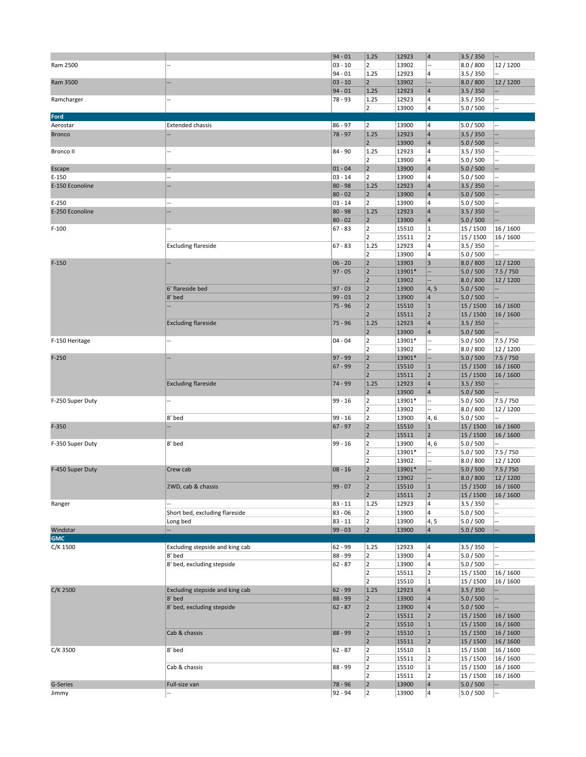| | | | | | | | |
|---|---|---|---|---|---|---|---|
| | | 94 - 01 | 1.25 | 12923 | 4 | 3.5 / 350 | -- |
| Ram 2500 | -- | 03 - 10 | 2 | 13902 | -- | 8.0 / 800 | 12 / 1200 |
| | | 94 - 01 | 1.25 | 12923 | 4 | 3.5 / 350 | -- |
| Ram 3500 | -- | 03 - 10 | 2 | 13902 | -- | 8.0 / 800 | 12 / 1200 |
| | | 94 - 01 | 1.25 | 12923 | 4 | 3.5 / 350 | -- |
| Ramcharger | -- | 78 - 93 | 1.25 | 12923 | 4 | 3.5 / 350 | -- |
| | | | 2 | 13900 | 4 | 5.0 / 500 | -- |
| **Ford** | | | | | | | |
| Aerostar | Extended chassis | 86 - 97 | 2 | 13900 | 4 | 5.0 / 500 | -- |
| Bronco | -- | 78 - 97 | 1.25 | 12923 | 4 | 3.5 / 350 | -- |
| | | | 2 | 13900 | 4 | 5.0 / 500 | -- |
| Bronco II | -- | 84 - 90 | 1.25 | 12923 | 4 | 3.5 / 350 | -- |
| | | | 2 | 13900 | 4 | 5.0 / 500 | -- |
| Escape | -- | 01 - 04 | 2 | 13900 | 4 | 5.0 / 500 | -- |
| E-150 | -- | 03 - 14 | 2 | 13900 | 4 | 5.0 / 500 | -- |
| E-150 Econoline | -- | 80 - 98 | 1.25 | 12923 | 4 | 3.5 / 350 | -- |
| | | 80 - 02 | 2 | 13900 | 4 | 5.0 / 500 | -- |
| E-250 | -- | 03 - 14 | 2 | 13900 | 4 | 5.0 / 500 | -- |
| E-250 Econoline | -- | 80 - 98 | 1.25 | 12923 | 4 | 3.5 / 350 | -- |
| | | 80 - 02 | 2 | 13900 | 4 | 5.0 / 500 | -- |
| F-100 | -- | 67 - 83 | 2 | 15510 | 1 | 15 / 1500 | 16 / 1600 |
| | | | 2 | 15511 | 2 | 15 / 1500 | 16 / 1600 |
| | Excluding flareside | 67 - 83 | 1.25 | 12923 | 4 | 3.5 / 350 | -- |
| | | | 2 | 13900 | 4 | 5.0 / 500 | -- |
| F-150 | -- | 06 - 20 | 2 | 13903 | 3 | 8.0 / 800 | 12 / 1200 |
| | | 97 - 05 | 2 | 13901* | -- | 5.0 / 500 | 7.5 / 750 |
| | | | 2 | 13902 | -- | 8.0 / 800 | 12 / 1200 |
| | 6' flareside bed | 97 - 03 | 2 | 13900 | 4, 5 | 5.0 / 500 | -- |
| | 8' bed | 99 - 03 | 2 | 13900 | 4 | 5.0 / 500 | -- |
| | -- | 75 - 96 | 2 | 15510 | 1 | 15 / 1500 | 16 / 1600 |
| | | | 2 | 15511 | 2 | 15 / 1500 | 16 / 1600 |
| | Excluding flareside | 75 - 96 | 1.25 | 12923 | 4 | 3.5 / 350 | -- |
| | | | 2 | 13900 | 4 | 5.0 / 500 | -- |
| F-150 Heritage | -- | 04 - 04 | 2 | 13901* | -- | 5.0 / 500 | 7.5 / 750 |
| | | | 2 | 13902 | -- | 8.0 / 800 | 12 / 1200 |
| F-250 | -- | 97 - 99 | 2 | 13901* | -- | 5.0 / 500 | 7.5 / 750 |
| | | 67 - 99 | 2 | 15510 | 1 | 15 / 1500 | 16 / 1600 |
| | | | 2 | 15511 | 2 | 15 / 1500 | 16 / 1600 |
| | Excluding flareside | 74 - 99 | 1.25 | 12923 | 4 | 3.5 / 350 | -- |
| | | | 2 | 13900 | 4 | 5.0 / 500 | -- |
| F-250 Super Duty | -- | 99 - 16 | 2 | 13901* | -- | 5.0 / 500 | 7.5 / 750 |
| | | | 2 | 13902 | -- | 8.0 / 800 | 12 / 1200 |
| | 8' bed | 99 - 16 | 2 | 13900 | 4, 6 | 5.0 / 500 | -- |
| F-350 | -- | 67 - 97 | 2 | 15510 | 1 | 15 / 1500 | 16 / 1600 |
| | | | 2 | 15511 | 2 | 15 / 1500 | 16 / 1600 |
| F-350 Super Duty | 8' bed | 99 - 16 | 2 | 13900 | 4, 6 | 5.0 / 500 | -- |
| | | | 2 | 13901* | -- | 5.0 / 500 | 7.5 / 750 |
| | | | 2 | 13902 | -- | 8.0 / 800 | 12 / 1200 |
| F-450 Super Duty | Crew cab | 08 - 16 | 2 | 13901* | -- | 5.0 / 500 | 7.5 / 750 |
| | | | 2 | 13902 | -- | 8.0 / 800 | 12 / 1200 |
| | 2WD, cab & chassis | 99 - 07 | 2 | 15510 | 1 | 15 / 1500 | 16 / 1600 |
| | | | 2 | 15511 | 2 | 15 / 1500 | 16 / 1600 |
| Ranger | -- | 83 - 11 | 1.25 | 12923 | 4 | 3.5 / 350 | -- |
| | Short bed, excluding flareside | 83 - 06 | 2 | 13900 | 4 | 5.0 / 500 | -- |
| | Long bed | 83 - 11 | 2 | 13900 | 4, 5 | 5.0 / 500 | -- |
| Windstar | -- | 99 - 03 | 2 | 13900 | 4 | 5.0 / 500 | -- |
| **GMC** | | | | | | | |
| C/K 1500 | Excluding stepside and king cab | 62 - 99 | 1.25 | 12923 | 4 | 3.5 / 350 | -- |
| | 8' bed | 88 - 99 | 2 | 13900 | 4 | 5.0 / 500 | -- |
| | 8' bed, excluding stepside | 62 - 87 | 2 | 13900 | 4 | 5.0 / 500 | -- |
| | | | 2 | 15511 | 2 | 15 / 1500 | 16 / 1600 |
| | | | 2 | 15510 | 1 | 15 / 1500 | 16 / 1600 |
| C/K 2500 | Excluding stepside and king cab | 62 - 99 | 1.25 | 12923 | 4 | 3.5 / 350 | -- |
| | 8' bed | 88 - 99 | 2 | 13900 | 4 | 5.0 / 500 | -- |
| | 8' bed, excluding stepside | 62 - 87 | 2 | 13900 | 4 | 5.0 / 500 | -- |
| | | | 2 | 15511 | 2 | 15 / 1500 | 16 / 1600 |
| | | | 2 | 15510 | 1 | 15 / 1500 | 16 / 1600 |
| | Cab & chassis | 88 - 99 | 2 | 15510 | 1 | 15 / 1500 | 16 / 1600 |
| | | | 2 | 15511 | 2 | 15 / 1500 | 16 / 1600 |
| C/K 3500 | 8' bed | 62 - 87 | 2 | 15510 | 1 | 15 / 1500 | 16 / 1600 |
| | | | 2 | 15511 | 2 | 15 / 1500 | 16 / 1600 |
| | Cab & chassis | 88 - 99 | 2 | 15510 | 1 | 15 / 1500 | 16 / 1600 |
| | | | 2 | 15511 | 2 | 15 / 1500 | 16 / 1600 |
| G-Series | Full-size van | 78 - 96 | 2 | 13900 | 4 | 5.0 / 500 | -- |
| Jimmy | -- | 92 - 94 | 2 | 13900 | 4 | 5.0 / 500 | -- |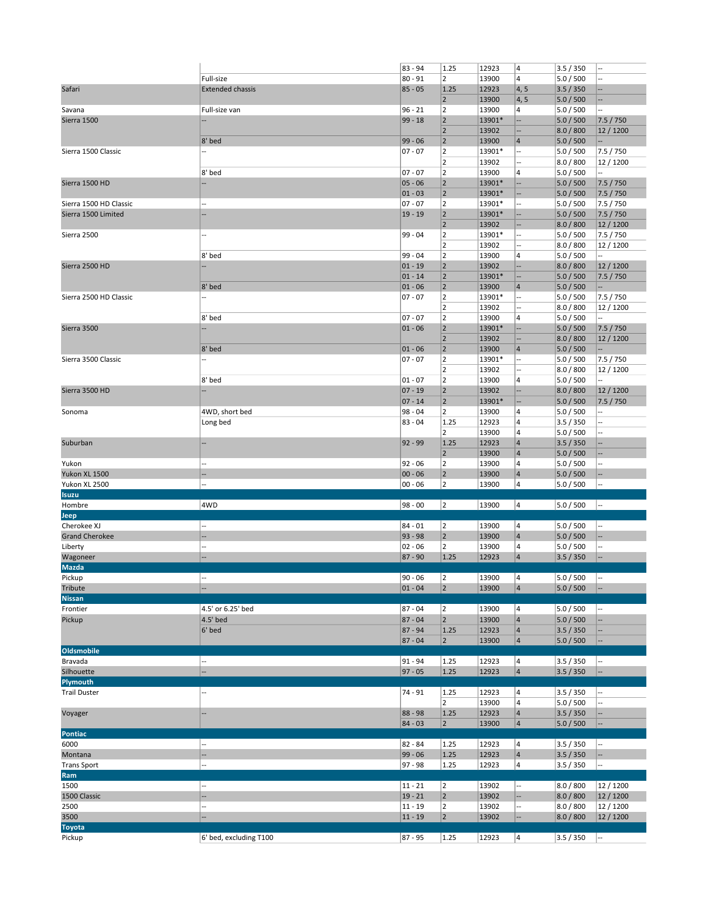| | | | | | | | |
|---|---|---|---|---|---|---|---|
| | | 83 - 94 | 1.25 | 12923 | 4 | 3.5 / 350 | -- |
| | Full-size | 80 - 91 | 2 | 13900 | 4 | 5.0 / 500 | -- |
| Safari | Extended chassis | 85 - 05 | 1.25 | 12923 | 4, 5 | 3.5 / 350 | -- |
| | | | 2 | 13900 | 4, 5 | 5.0 / 500 | -- |
| Savana | Full-size van | 96 - 21 | 2 | 13900 | 4 | 5.0 / 500 | -- |
| Sierra 1500 | -- | 99 - 18 | 2 | 13901* | -- | 5.0 / 500 | 7.5 / 750 |
| | | | 2 | 13902 | -- | 8.0 / 800 | 12 / 1200 |
| | 8' bed | 99 - 06 | 2 | 13900 | 4 | 5.0 / 500 | -- |
| Sierra 1500 Classic | -- | 07 - 07 | 2 | 13901* | -- | 5.0 / 500 | 7.5 / 750 |
| | | | 2 | 13902 | -- | 8.0 / 800 | 12 / 1200 |
| | 8' bed | 07 - 07 | 2 | 13900 | 4 | 5.0 / 500 | -- |
| Sierra 1500 HD | -- | 05 - 06 | 2 | 13901* | -- | 5.0 / 500 | 7.5 / 750 |
| | | 01 - 03 | 2 | 13901* | -- | 5.0 / 500 | 7.5 / 750 |
| Sierra 1500 HD Classic | -- | 07 - 07 | 2 | 13901* | -- | 5.0 / 500 | 7.5 / 750 |
| Sierra 1500 Limited | -- | 19 - 19 | 2 | 13901* | -- | 5.0 / 500 | 7.5 / 750 |
| | | | 2 | 13902 | -- | 8.0 / 800 | 12 / 1200 |
| Sierra 2500 | -- | 99 - 04 | 2 | 13901* | -- | 5.0 / 500 | 7.5 / 750 |
| | | | 2 | 13902 | -- | 8.0 / 800 | 12 / 1200 |
| | 8' bed | 99 - 04 | 2 | 13900 | 4 | 5.0 / 500 | -- |
| Sierra 2500 HD | -- | 01 - 19 | 2 | 13902 | -- | 8.0 / 800 | 12 / 1200 |
| | | 01 - 14 | 2 | 13901* | -- | 5.0 / 500 | 7.5 / 750 |
| | 8' bed | 01 - 06 | 2 | 13900 | 4 | 5.0 / 500 | -- |
| Sierra 2500 HD Classic | -- | 07 - 07 | 2 | 13901* | -- | 5.0 / 500 | 7.5 / 750 |
| | | | 2 | 13902 | -- | 8.0 / 800 | 12 / 1200 |
| | 8' bed | 07 - 07 | 2 | 13900 | 4 | 5.0 / 500 | -- |
| Sierra 3500 | -- | 01 - 06 | 2 | 13901* | -- | 5.0 / 500 | 7.5 / 750 |
| | | | 2 | 13902 | -- | 8.0 / 800 | 12 / 1200 |
| | 8' bed | 01 - 06 | 2 | 13900 | 4 | 5.0 / 500 | -- |
| Sierra 3500 Classic | -- | 07 - 07 | 2 | 13901* | -- | 5.0 / 500 | 7.5 / 750 |
| | | | 2 | 13902 | -- | 8.0 / 800 | 12 / 1200 |
| | 8' bed | 01 - 07 | 2 | 13900 | 4 | 5.0 / 500 | -- |
| Sierra 3500 HD | -- | 07 - 19 | 2 | 13902 | -- | 8.0 / 800 | 12 / 1200 |
| | | 07 - 14 | 2 | 13901* | -- | 5.0 / 500 | 7.5 / 750 |
| Sonoma | 4WD, short bed | 98 - 04 | 2 | 13900 | 4 | 5.0 / 500 | -- |
| | Long bed | 83 - 04 | 1.25 | 12923 | 4 | 3.5 / 350 | -- |
| | | | 2 | 13900 | 4 | 5.0 / 500 | -- |
| Suburban | -- | 92 - 99 | 1.25 | 12923 | 4 | 3.5 / 350 | -- |
| | | | 2 | 13900 | 4 | 5.0 / 500 | -- |
| Yukon | -- | 92 - 06 | 2 | 13900 | 4 | 5.0 / 500 | -- |
| Yukon XL 1500 | -- | 00 - 06 | 2 | 13900 | 4 | 5.0 / 500 | -- |
| Yukon XL 2500 | -- | 00 - 06 | 2 | 13900 | 4 | 5.0 / 500 | -- |
| **Isuzu** | | | | | | | |
| Hombre | 4WD | 98 - 00 | 2 | 13900 | 4 | 5.0 / 500 | -- |
| **Jeep** | | | | | | | |
| Cherokee XJ | -- | 84 - 01 | 2 | 13900 | 4 | 5.0 / 500 | -- |
| Grand Cherokee | -- | 93 - 98 | 2 | 13900 | 4 | 5.0 / 500 | -- |
| Liberty | -- | 02 - 06 | 2 | 13900 | 4 | 5.0 / 500 | -- |
| Wagoneer | -- | 87 - 90 | 1.25 | 12923 | 4 | 3.5 / 350 | -- |
| **Mazda** | | | | | | | |
| Pickup | -- | 90 - 06 | 2 | 13900 | 4 | 5.0 / 500 | -- |
| Tribute | -- | 01 - 04 | 2 | 13900 | 4 | 5.0 / 500 | -- |
| **Nissan** | | | | | | | |
| Frontier | 4.5' or 6.25' bed | 87 - 04 | 2 | 13900 | 4 | 5.0 / 500 | -- |
| Pickup | 4.5' bed | 87 - 04 | 2 | 13900 | 4 | 5.0 / 500 | -- |
| | 6' bed | 87 - 94 | 1.25 | 12923 | 4 | 3.5 / 350 | -- |
| | | 87 - 04 | 2 | 13900 | 4 | 5.0 / 500 | -- |
| **Oldsmobile** | | | | | | | |
| Bravada | -- | 91 - 94 | 1.25 | 12923 | 4 | 3.5 / 350 | -- |
| Silhouette | -- | 97 - 05 | 1.25 | 12923 | 4 | 3.5 / 350 | -- |
| **Plymouth** | | | | | | | |
| Trail Duster | -- | 74 - 91 | 1.25 | 12923 | 4 | 3.5 / 350 | -- |
| | | | 2 | 13900 | 4 | 5.0 / 500 | -- |
| Voyager | -- | 88 - 98 | 1.25 | 12923 | 4 | 3.5 / 350 | -- |
| | | 84 - 03 | 2 | 13900 | 4 | 5.0 / 500 | -- |
| **Pontiac** | | | | | | | |
| 6000 | -- | 82 - 84 | 1.25 | 12923 | 4 | 3.5 / 350 | -- |
| Montana | -- | 99 - 06 | 1.25 | 12923 | 4 | 3.5 / 350 | -- |
| Trans Sport | -- | 97 - 98 | 1.25 | 12923 | 4 | 3.5 / 350 | -- |
| **Ram** | | | | | | | |
| 1500 | -- | 11 - 21 | 2 | 13902 | -- | 8.0 / 800 | 12 / 1200 |
| 1500 Classic | -- | 19 - 21 | 2 | 13902 | -- | 8.0 / 800 | 12 / 1200 |
| 2500 | -- | 11 - 19 | 2 | 13902 | -- | 8.0 / 800 | 12 / 1200 |
| 3500 | -- | 11 - 19 | 2 | 13902 | -- | 8.0 / 800 | 12 / 1200 |
| **Toyota** | | | | | | | |
| Pickup | 6' bed, excluding T100 | 87 - 95 | 1.25 | 12923 | 4 | 3.5 / 350 | -- |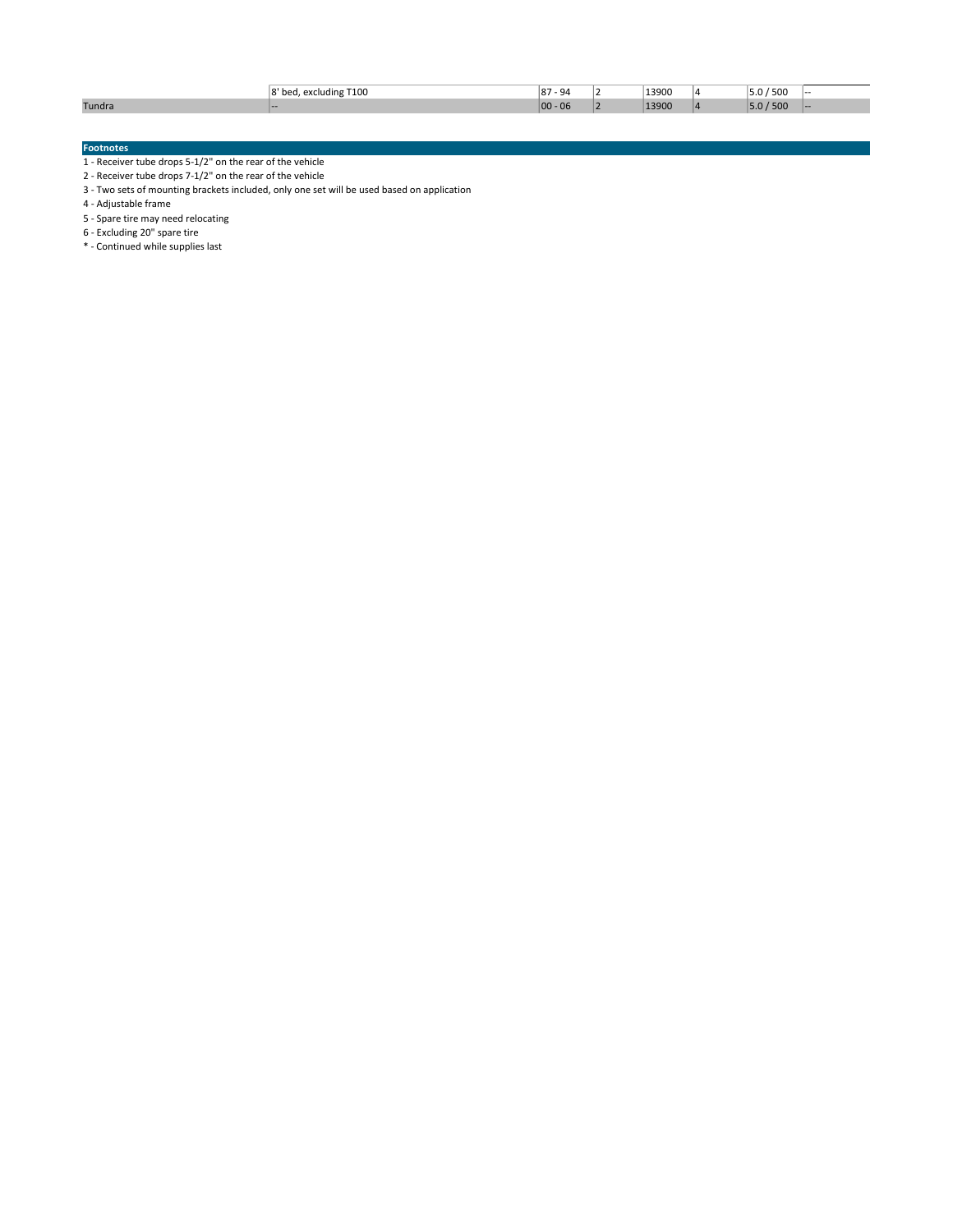| | | | | | | | |
|---|---|---|---|---|---|---|---|
| | 8' bed, excluding T100 | 87 - 94 | 2 | 13900 | 4 | 5.0 / 500 | -- |
| Tundra | -- | 00 - 06 | 2 | 13900 | 4 | 5.0 / 500 | -- |

**Footnotes**

1 - Receiver tube drops 5-1/2" on the rear of the vehicle

2 - Receiver tube drops 7-1/2" on the rear of the vehicle

3 - Two sets of mounting brackets included, only one set will be used based on application

4 - Adjustable frame

5 - Spare tire may need relocating

6 - Excluding 20" spare tire

* - Continued while supplies last